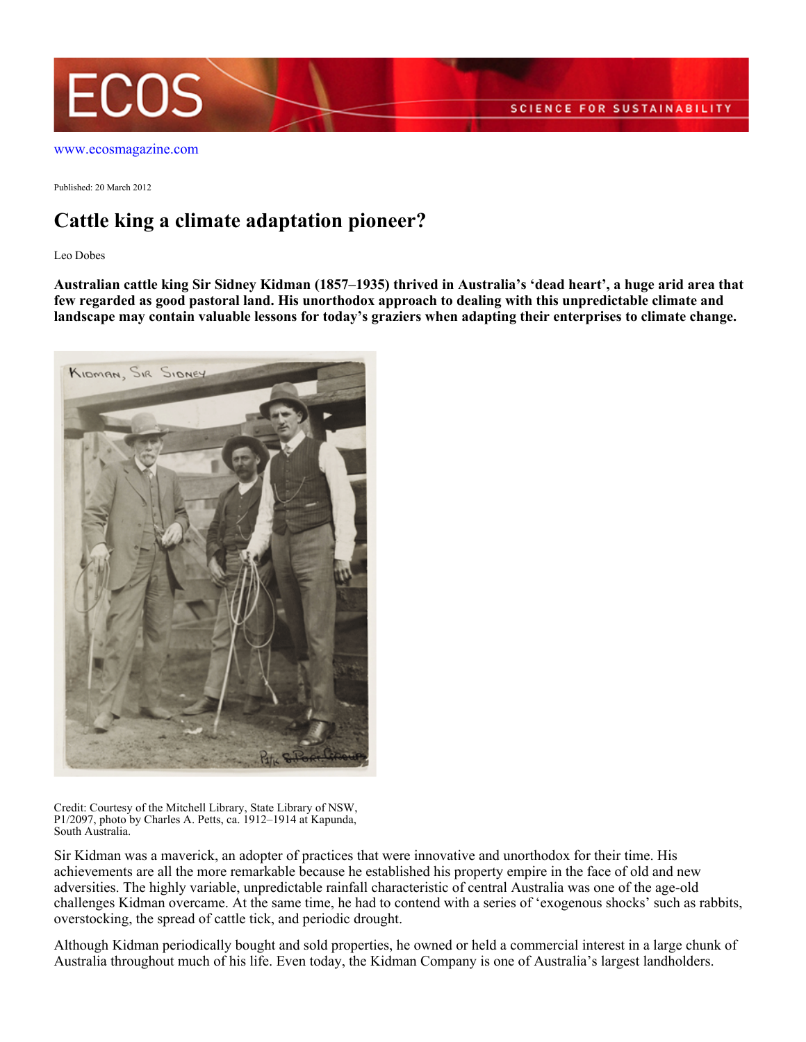www.ecosmagazine.com

Published: 20 March 2012

# Cattle king a climate adaptation pioneer?

Leo Dobes

**Australian cattle king Sir Sidney Kidman (1857–1935) thrived in Australia's 'dead heart', a huge arid area that few regarded as good pastoral land. His unorthodox approach to dealing with this unpredictable climate and landscape may contain valuable lessons for today's graziers when adapting their enterprises to climate change.**

Credit: Courtesy of the Mitchell Library, State Library of NSW, P1/2097, photo by Charles A. Petts, ca. 1912–1914 at Kapunda, South Australia.

Sir Kidman was a maverick, an adopter of practices that were innovative and unorthodox for their time. His achievements are all the more remarkable because he established his property empire in the face of old and new adversities. The highly variable, unpredictable rainfall characteristic of central Australia was one of the age-old challenges Kidman overcame. At the same time, he had to contend with a series of 'exogenous shocks' such as rabbits, overstocking, the spread of cattle tick, and periodic drought.

Although Kidman periodically bought and sold properties, he owned or held a commercial interest in a large chunk of Australia throughout much of his life. Even today, the Kidman Company is one of Australia's largest landholders.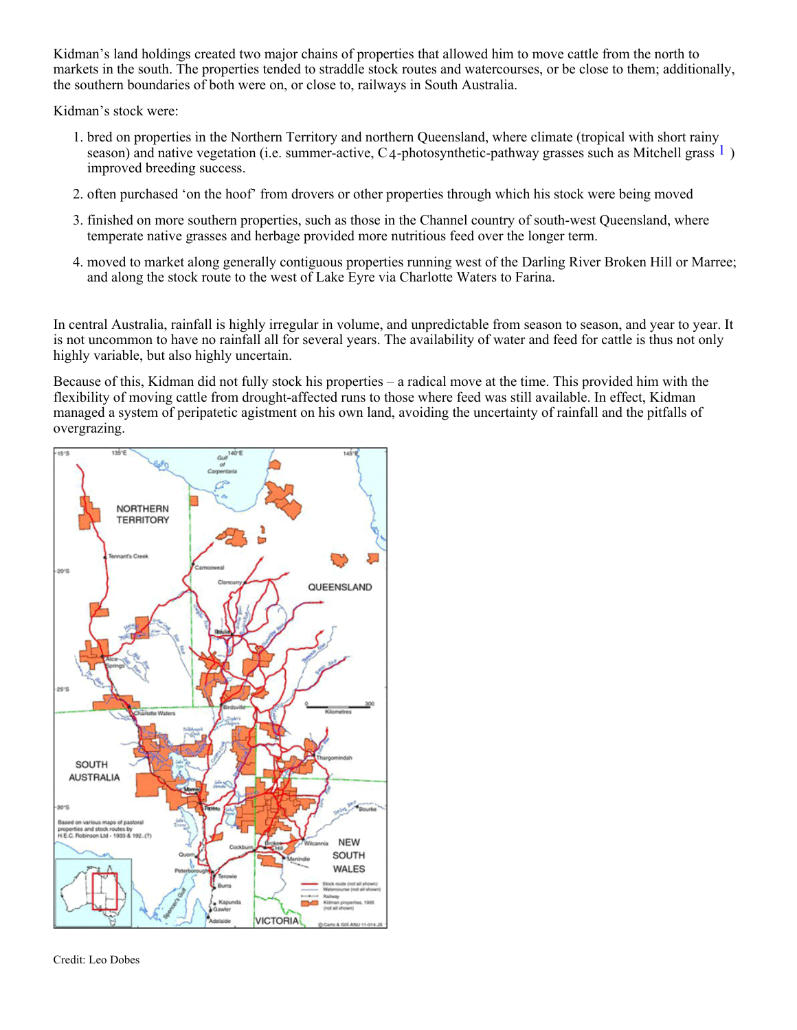Kidman's land holdings created two major chains of properties that allowed him to move cattle from the north to markets in the south. The properties tended to straddle stock routes and watercourses, or be close to them; additionally, the southern boundaries of both were on, or close to, railways in South Australia.

Kidman's stock were:

1. bred on properties in the Northern Territory and northern Queensland, where climate (tropical with short rainy season) and native vegetation (i.e. summer-active, $C_4$-photosynthetic-pathway grasses such as Mitchell grass [1] ) improved breeding success.
2. often purchased 'on the hoof' from drovers or other properties through which his stock were being moved
3. finished on more southern properties, such as those in the Channel country of south-west Queensland, where temperate native grasses and herbage provided more nutritious feed over the longer term.
4. moved to market along generally contiguous properties running west of the Darling River Broken Hill or Marree; and along the stock route to the west of Lake Eyre via Charlotte Waters to Farina.

In central Australia, rainfall is highly irregular in volume, and unpredictable from season to season, and year to year. It is not uncommon to have no rainfall all for several years. The availability of water and feed for cattle is thus not only highly variable, but also highly uncertain.

Because of this, Kidman did not fully stock his properties – a radical move at the time. This provided him with the flexibility of moving cattle from drought-affected runs to those where feed was still available. In effect, Kidman managed a system of peripatetic agistment on his own land, avoiding the uncertainty of rainfall and the pitfalls of overgrazing.

Credit: Leo Dobes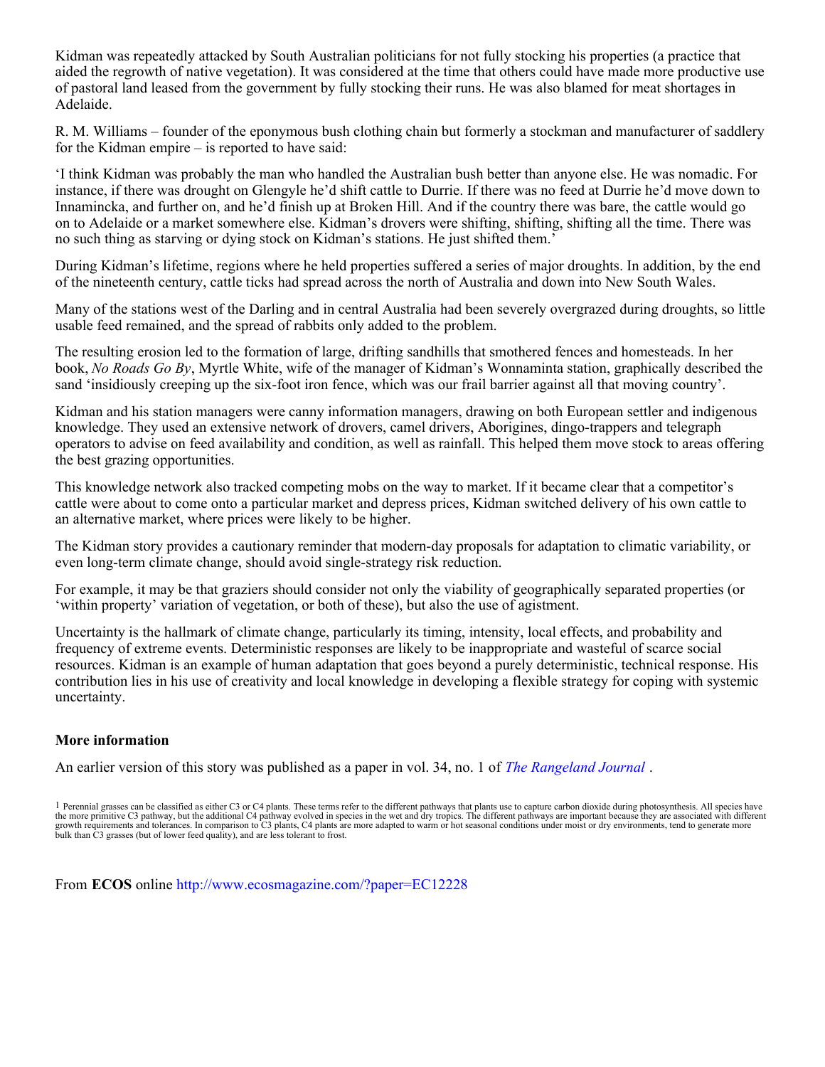Kidman was repeatedly attacked by South Australian politicians for not fully stocking his properties (a practice that aided the regrowth of native vegetation). It was considered at the time that others could have made more productive use of pastoral land leased from the government by fully stocking their runs. He was also blamed for meat shortages in Adelaide.

R. M. Williams – founder of the eponymous bush clothing chain but formerly a stockman and manufacturer of saddlery for the Kidman empire – is reported to have said:

'I think Kidman was probably the man who handled the Australian bush better than anyone else. He was nomadic. For instance, if there was drought on Glengyle he'd shift cattle to Durrie. If there was no feed at Durrie he'd move down to Innamincka, and further on, and he'd finish up at Broken Hill. And if the country there was bare, the cattle would go on to Adelaide or a market somewhere else. Kidman's drovers were shifting, shifting, shifting all the time. There was no such thing as starving or dying stock on Kidman's stations. He just shifted them.'

During Kidman's lifetime, regions where he held properties suffered a series of major droughts. In addition, by the end of the nineteenth century, cattle ticks had spread across the north of Australia and down into New South Wales.

Many of the stations west of the Darling and in central Australia had been severely overgrazed during droughts, so little usable feed remained, and the spread of rabbits only added to the problem.

The resulting erosion led to the formation of large, drifting sandhills that smothered fences and homesteads. In her book, *No Roads Go By*, Myrtle White, wife of the manager of Kidman's Wonnaminta station, graphically described the sand 'insidiously creeping up the six-foot iron fence, which was our frail barrier against all that moving country'.

Kidman and his station managers were canny information managers, drawing on both European settler and indigenous knowledge. They used an extensive network of drovers, camel drivers, Aborigines, dingo-trappers and telegraph operators to advise on feed availability and condition, as well as rainfall. This helped them move stock to areas offering the best grazing opportunities.

This knowledge network also tracked competing mobs on the way to market. If it became clear that a competitor's cattle were about to come onto a particular market and depress prices, Kidman switched delivery of his own cattle to an alternative market, where prices were likely to be higher.

The Kidman story provides a cautionary reminder that modern-day proposals for adaptation to climatic variability, or even long-term climate change, should avoid single-strategy risk reduction.

For example, it may be that graziers should consider not only the viability of geographically separated properties (or 'within property' variation of vegetation, or both of these), but also the use of agistment.

Uncertainty is the hallmark of climate change, particularly its timing, intensity, local effects, and probability and frequency of extreme events. Deterministic responses are likely to be inappropriate and wasteful of scarce social resources. Kidman is an example of human adaptation that goes beyond a purely deterministic, technical response. His contribution lies in his use of creativity and local knowledge in developing a flexible strategy for coping with systemic uncertainty.

### More information

An earlier version of this story was published as a paper in vol. 34, no. 1 of *The Rangeland Journal* .

[1] Perennial grasses can be classified as either C3 or C4 plants. These terms refer to the different pathways that plants use to capture carbon dioxide during photosynthesis. All species have the more primitive C3 pathway, but the additional C4 pathway evolved in species in the wet and dry tropics. The different pathways are important because they are associated with different growth requirements and tolerances. In comparison to C3 plants, C4 plants are more adapted to warm or hot seasonal conditions under moist or dry environments, tend to generate more bulk than C3 grasses (but of lower feed quality), and are less tolerant to frost.

From **ECOS** online http://www.ecosmagazine.com/?paper=EC12228